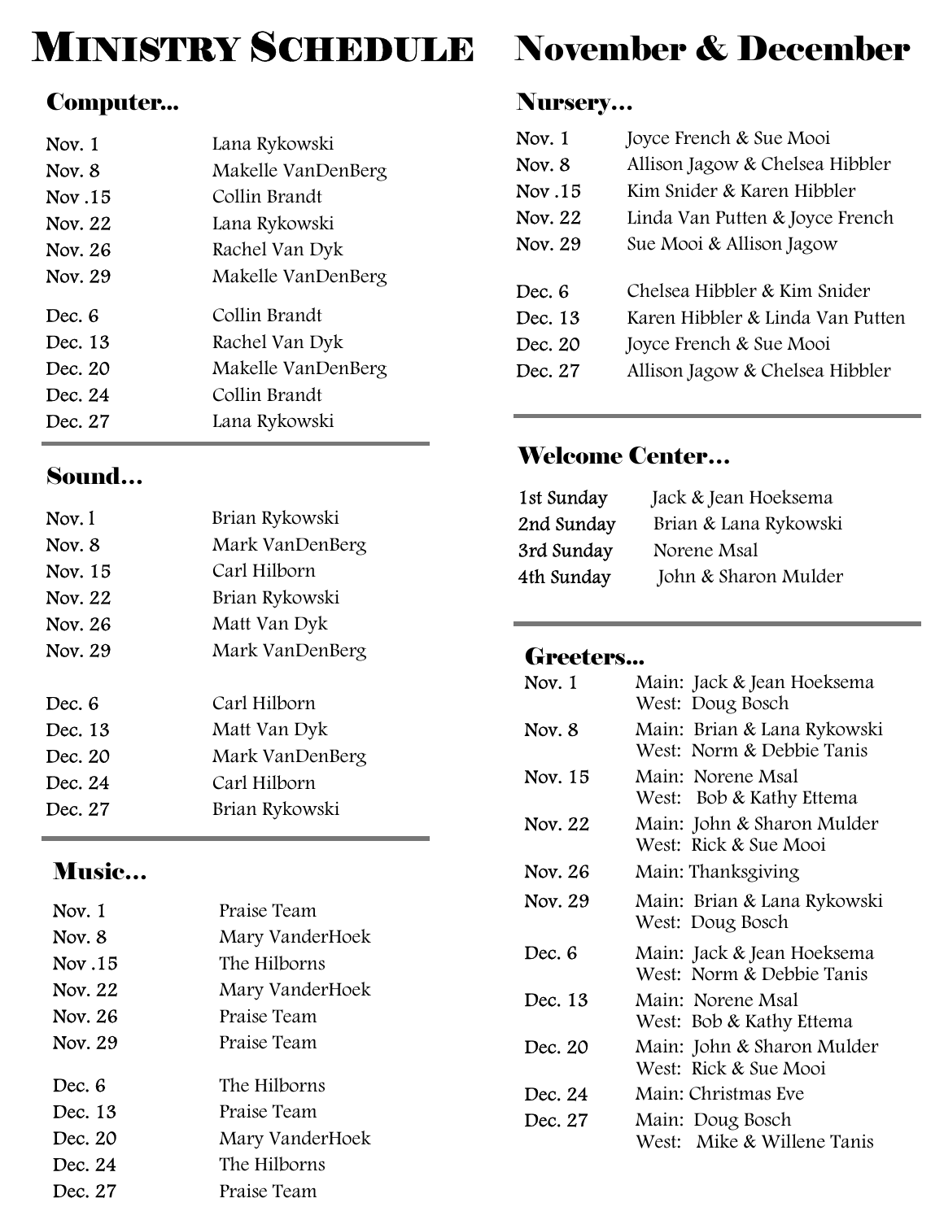# Ministry Schedule November & December

## Computer...

| | |
|---|---|
| Nov. 1 | Lana Rykowski |
| Nov. 8 | Makelle VanDenBerg |
| Nov .15 | Collin Brandt |
| Nov. 22 | Lana Rykowski |
| Nov. 26 | Rachel Van Dyk |
| Nov. 29 | Makelle VanDenBerg |
| Dec. 6 | Collin Brandt |
| Dec. 13 | Rachel Van Dyk |
| Dec. 20 | Makelle VanDenBerg |
| Dec. 24 | Collin Brandt |
| Dec. 27 | Lana Rykowski |

## Sound...

| | |
|---|---|
| Nov. 1 | Brian Rykowski |
| Nov. 8 | Mark VanDenBerg |
| Nov. 15 | Carl Hilborn |
| Nov. 22 | Brian Rykowski |
| Nov. 26 | Matt Van Dyk |
| Nov. 29 | Mark VanDenBerg |
| Dec. 6 | Carl Hilborn |
| Dec. 13 | Matt Van Dyk |
| Dec. 20 | Mark VanDenBerg |
| Dec. 24 | Carl Hilborn |
| Dec. 27 | Brian Rykowski |

## Music...

| | |
|---|---|
| Nov. 1 | Praise Team |
| Nov. 8 | Mary VanderHoek |
| Nov .15 | The Hilborns |
| Nov. 22 | Mary VanderHoek |
| Nov. 26 | Praise Team |
| Nov. 29 | Praise Team |
| Dec. 6 | The Hilborns |
| Dec. 13 | Praise Team |
| Dec. 20 | Mary VanderHoek |
| Dec. 24 | The Hilborns |
| Dec. 27 | Praise Team |

## Nursery...

| | |
|---|---|
| Nov. 1 | Joyce French & Sue Mooi |
| Nov. 8 | Allison Jagow & Chelsea Hibbler |
| Nov .15 | Kim Snider & Karen Hibbler |
| Nov. 22 | Linda Van Putten & Joyce French |
| Nov. 29 | Sue Mooi & Allison Jagow |
| Dec. 6 | Chelsea Hibbler & Kim Snider |
| Dec. 13 | Karen Hibbler & Linda Van Putten |
| Dec. 20 | Joyce French & Sue Mooi |
| Dec. 27 | Allison Jagow & Chelsea Hibbler |

## Welcome Center...

| | |
|---|---|
| 1st Sunday | Jack & Jean Hoeksema |
| 2nd Sunday | Brian & Lana Rykowski |
| 3rd Sunday | Norene Msal |
| 4th Sunday | John & Sharon Mulder |

## Greeters...

| | |
|---|---|
| Nov. 1 | Main: Jack & Jean Hoeksema<br>West: Doug Bosch |
| Nov. 8 | Main: Brian & Lana Rykowski<br>West: Norm & Debbie Tanis |
| Nov. 15 | Main: Norene Msal<br>West: Bob & Kathy Ettema |
| Nov. 22 | Main: John & Sharon Mulder<br>West: Rick & Sue Mooi |
| Nov. 26 | Main: Thanksgiving |
| Nov. 29 | Main: Brian & Lana Rykowski<br>West: Doug Bosch |
| Dec. 6 | Main: Jack & Jean Hoeksema<br>West: Norm & Debbie Tanis |
| Dec. 13 | Main: Norene Msal<br>West: Bob & Kathy Ettema |
| Dec. 20 | Main: John & Sharon Mulder<br>West: Rick & Sue Mooi |
| Dec. 24 | Main: Christmas Eve |
| Dec. 27 | Main: Doug Bosch<br>West: Mike & Willene Tanis |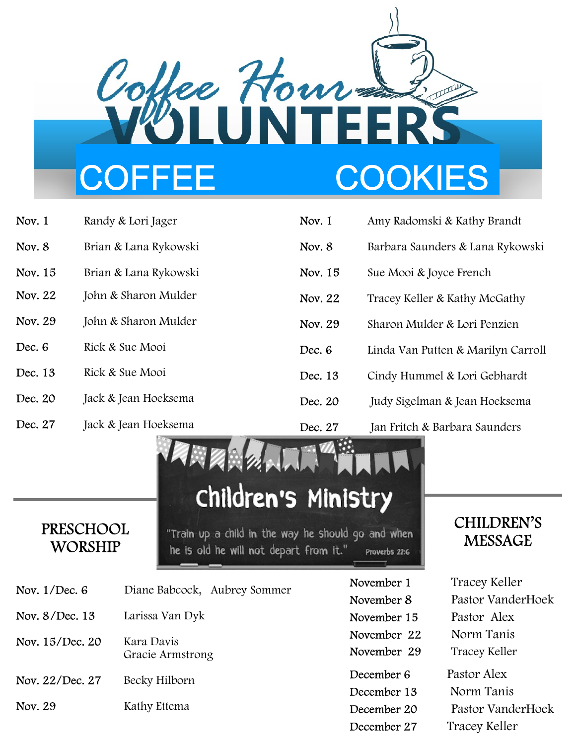# Coffee Hour VOLUNTEERS

## COFFEE

| | |
|---|---|
| Nov. 1 | Randy & Lori Jager |
| Nov. 8 | Brian & Lana Rykowski |
| Nov. 15 | Brian & Lana Rykowski |
| Nov. 22 | John & Sharon Mulder |
| Nov. 29 | John & Sharon Mulder |
| Dec. 6 | Rick & Sue Mooi |
| Dec. 13 | Rick & Sue Mooi |
| Dec. 20 | Jack & Jean Hoeksema |
| Dec. 27 | Jack & Jean Hoeksema |

## COOKIES

| | |
|---|---|
| Nov. 1 | Amy Radomski & Kathy Brandt |
| Nov. 8 | Barbara Saunders & Lana Rykowski |
| Nov. 15 | Sue Mooi & Joyce French |
| Nov. 22 | Tracey Keller & Kathy McGathy |
| Nov. 29 | Sharon Mulder & Lori Penzien |
| Dec. 6 | Linda Van Putten & Marilyn Carroll |
| Dec. 13 | Cindy Hummel & Lori Gebhardt |
| Dec. 20 | Judy Sigelman & Jean Hoeksema |
| Dec. 27 | Jan Fritch & Barbara Saunders |

# Children's Ministry

"Train up a child in the way he should go and when he is old he will not depart from it." Proverbs 22:6

## PRESCHOOL WORSHIP

| | |
|---|---|
| Nov. 1/Dec. 6 | Diane Babcock, Aubrey Sommer |
| Nov. 8/Dec. 13 | Larissa Van Dyk |
| Nov. 15/Dec. 20 | Kara Davis<br>Gracie Armstrong |
| Nov. 22/Dec. 27 | Becky Hilborn |
| Nov. 29 | Kathy Ettema |

## CHILDREN'S MESSAGE

| | |
|---|---|
| November 1 | Tracey Keller |
| November 8 | Pastor VanderHoek |
| November 15 | Pastor Alex |
| November 22 | Norm Tanis |
| November 29 | Tracey Keller |
| December 6 | Pastor Alex |
| December 13 | Norm Tanis |
| December 20 | Pastor VanderHoek |
| December 27 | Tracey Keller |